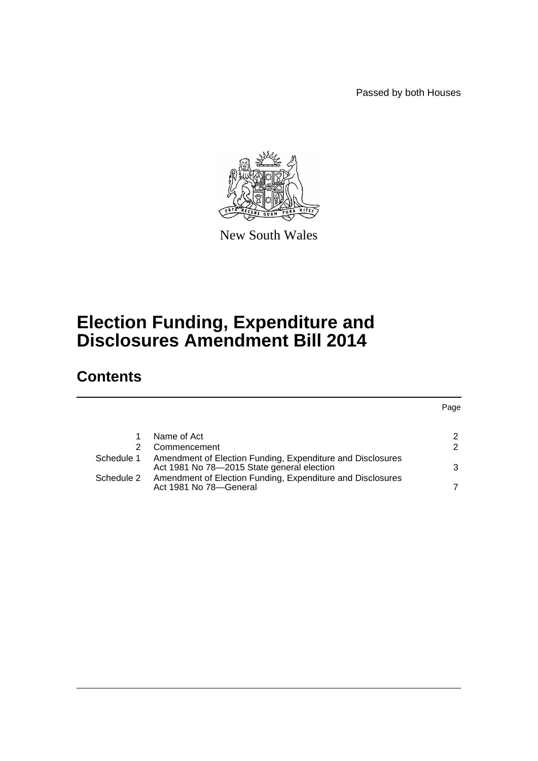Passed by both Houses

New South Wales

# Election Funding, Expenditure and Disclosures Amendment Bill 2014

## Contents

| | | Page |
|---|---|---|
| 1 | Name of Act | 2 |
| 2 | Commencement | 2 |
| Schedule 1 | Amendment of Election Funding, Expenditure and Disclosures Act 1981 No 78—2015 State general election | 3 |
| Schedule 2 | Amendment of Election Funding, Expenditure and Disclosures Act 1981 No 78—General | 7 |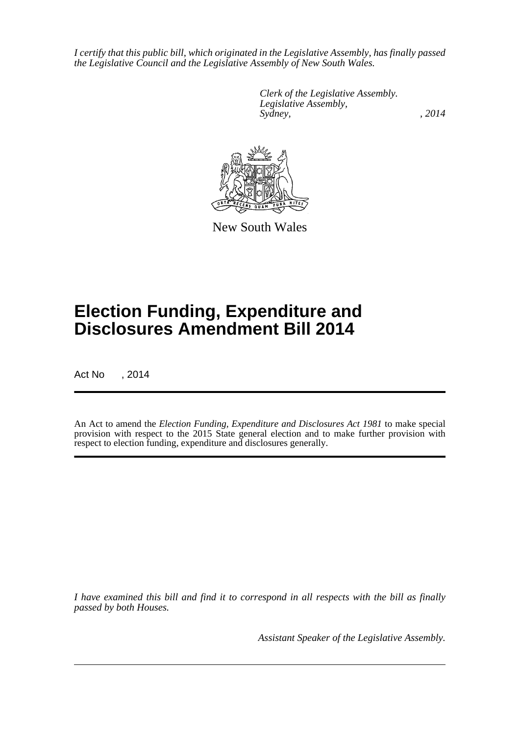*I certify that this public bill, which originated in the Legislative Assembly, has finally passed the Legislative Council and the Legislative Assembly of New South Wales.*

*Clerk of the Legislative Assembly.*
*Legislative Assembly,*
*Sydney, , 2014*

New South Wales

# Election Funding, Expenditure and Disclosures Amendment Bill 2014

Act No , 2014

An Act to amend the *Election Funding, Expenditure and Disclosures Act 1981* to make special provision with respect to the 2015 State general election and to make further provision with respect to election funding, expenditure and disclosures generally.

*I have examined this bill and find it to correspond in all respects with the bill as finally passed by both Houses.*

*Assistant Speaker of the Legislative Assembly.*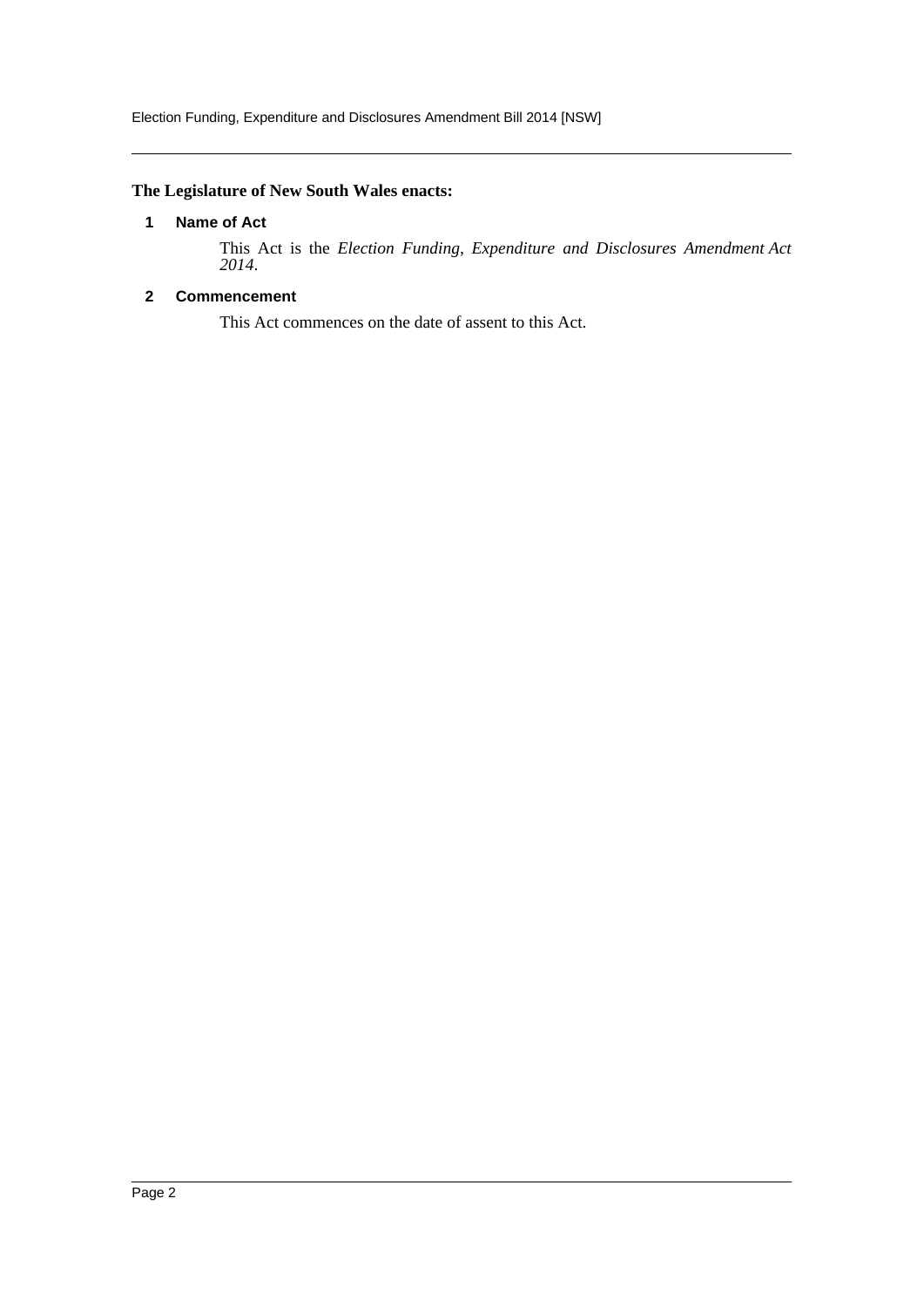**The Legislature of New South Wales enacts:**

### 1 Name of Act

This Act is the *Election Funding, Expenditure and Disclosures Amendment Act 2014*.

### 2 Commencement

This Act commences on the date of assent to this Act.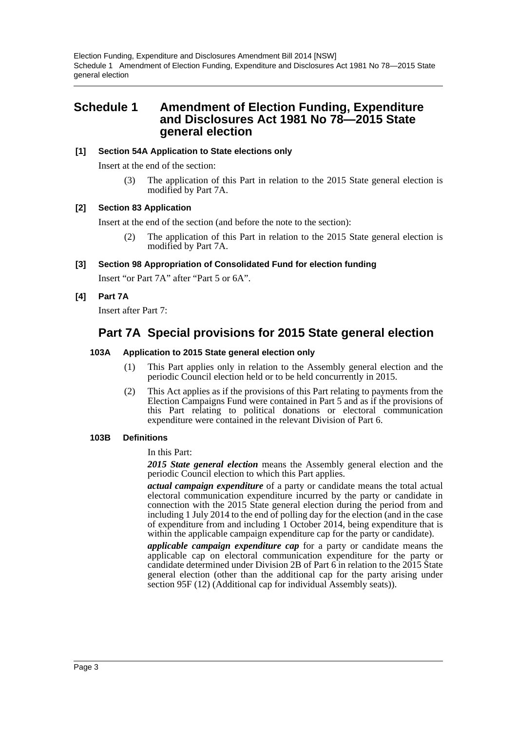# Schedule 1 Amendment of Election Funding, Expenditure and Disclosures Act 1981 No 78—2015 State general election

**[1] Section 54A Application to State elections only**

Insert at the end of the section:

(3) The application of this Part in relation to the 2015 State general election is modified by Part 7A.

**[2] Section 83 Application**

Insert at the end of the section (and before the note to the section):

(2) The application of this Part in relation to the 2015 State general election is modified by Part 7A.

**[3] Section 98 Appropriation of Consolidated Fund for election funding**

Insert "or Part 7A" after "Part 5 or 6A".

**[4] Part 7A**

Insert after Part 7:

## Part 7A Special provisions for 2015 State general election

### 103A Application to 2015 State general election only

(1) This Part applies only in relation to the Assembly general election and the periodic Council election held or to be held concurrently in 2015.

(2) This Act applies as if the provisions of this Part relating to payments from the Election Campaigns Fund were contained in Part 5 and as if the provisions of this Part relating to political donations or electoral communication expenditure were contained in the relevant Division of Part 6.

### 103B Definitions

In this Part:

***2015 State general election*** means the Assembly general election and the periodic Council election to which this Part applies.

***actual campaign expenditure*** of a party or candidate means the total actual electoral communication expenditure incurred by the party or candidate in connection with the 2015 State general election during the period from and including 1 July 2014 to the end of polling day for the election (and in the case of expenditure from and including 1 October 2014, being expenditure that is within the applicable campaign expenditure cap for the party or candidate).

***applicable campaign expenditure cap*** for a party or candidate means the applicable cap on electoral communication expenditure for the party or candidate determined under Division 2B of Part 6 in relation to the 2015 State general election (other than the additional cap for the party arising under section 95F (12) (Additional cap for individual Assembly seats)).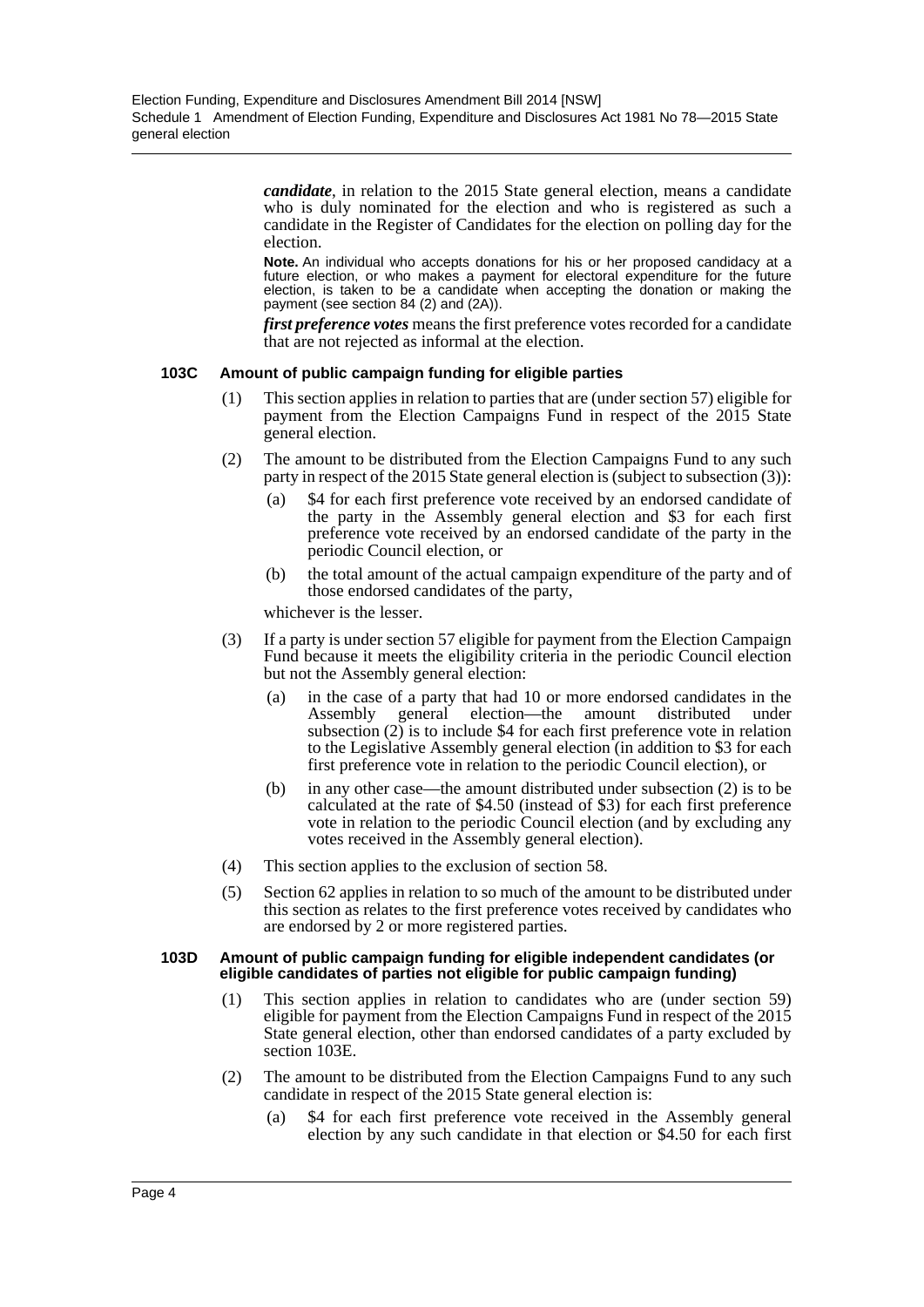***candidate***, in relation to the 2015 State general election, means a candidate who is duly nominated for the election and who is registered as such a candidate in the Register of Candidates for the election on polling day for the election.

**Note.** An individual who accepts donations for his or her proposed candidacy at a future election, or who makes a payment for electoral expenditure for the future election, is taken to be a candidate when accepting the donation or making the payment (see section 84 (2) and (2A)).

***first preference votes*** means the first preference votes recorded for a candidate that are not rejected as informal at the election.

#### 103C Amount of public campaign funding for eligible parties

(1) This section applies in relation to parties that are (under section 57) eligible for payment from the Election Campaigns Fund in respect of the 2015 State general election.

(2) The amount to be distributed from the Election Campaigns Fund to any such party in respect of the 2015 State general election is (subject to subsection (3)):

(a) $4 for each first preference vote received by an endorsed candidate of the party in the Assembly general election and $3 for each first preference vote received by an endorsed candidate of the party in the periodic Council election, or

(b) the total amount of the actual campaign expenditure of the party and of those endorsed candidates of the party,

whichever is the lesser.

(3) If a party is under section 57 eligible for payment from the Election Campaign Fund because it meets the eligibility criteria in the periodic Council election but not the Assembly general election:

(a) in the case of a party that had 10 or more endorsed candidates in the Assembly general election—the amount distributed under subsection (2) is to include $4 for each first preference vote in relation to the Legislative Assembly general election (in addition to $3 for each first preference vote in relation to the periodic Council election), or

(b) in any other case—the amount distributed under subsection (2) is to be calculated at the rate of $4.50 (instead of $3) for each first preference vote in relation to the periodic Council election (and by excluding any votes received in the Assembly general election).

(4) This section applies to the exclusion of section 58.

(5) Section 62 applies in relation to so much of the amount to be distributed under this section as relates to the first preference votes received by candidates who are endorsed by 2 or more registered parties.

#### 103D Amount of public campaign funding for eligible independent candidates (or eligible candidates of parties not eligible for public campaign funding)

(1) This section applies in relation to candidates who are (under section 59) eligible for payment from the Election Campaigns Fund in respect of the 2015 State general election, other than endorsed candidates of a party excluded by section 103E.

(2) The amount to be distributed from the Election Campaigns Fund to any such candidate in respect of the 2015 State general election is:

(a) $4 for each first preference vote received in the Assembly general election by any such candidate in that election or $4.50 for each first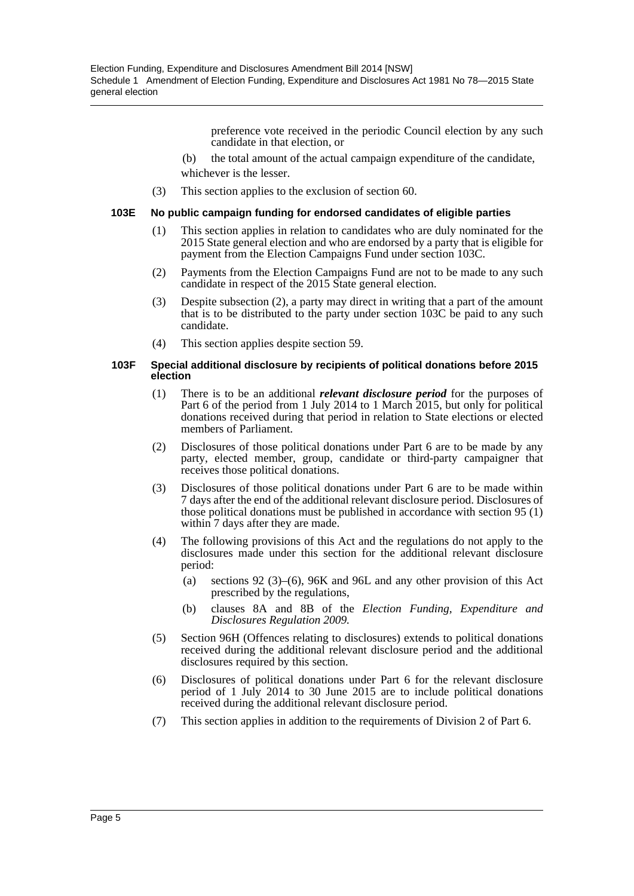preference vote received in the periodic Council election by any such candidate in that election, or

(b) the total amount of the actual campaign expenditure of the candidate,

whichever is the lesser.

(3) This section applies to the exclusion of section 60.

### 103E No public campaign funding for endorsed candidates of eligible parties

(1) This section applies in relation to candidates who are duly nominated for the 2015 State general election and who are endorsed by a party that is eligible for payment from the Election Campaigns Fund under section 103C.

(2) Payments from the Election Campaigns Fund are not to be made to any such candidate in respect of the 2015 State general election.

(3) Despite subsection (2), a party may direct in writing that a part of the amount that is to be distributed to the party under section 103C be paid to any such candidate.

(4) This section applies despite section 59.

### 103F Special additional disclosure by recipients of political donations before 2015 election

(1) There is to be an additional ***relevant disclosure period*** for the purposes of Part 6 of the period from 1 July 2014 to 1 March 2015, but only for political donations received during that period in relation to State elections or elected members of Parliament.

(2) Disclosures of those political donations under Part 6 are to be made by any party, elected member, group, candidate or third-party campaigner that receives those political donations.

(3) Disclosures of those political donations under Part 6 are to be made within 7 days after the end of the additional relevant disclosure period. Disclosures of those political donations must be published in accordance with section 95 (1) within 7 days after they are made.

(4) The following provisions of this Act and the regulations do not apply to the disclosures made under this section for the additional relevant disclosure period:

(a) sections 92 (3)–(6), 96K and 96L and any other provision of this Act prescribed by the regulations,

(b) clauses 8A and 8B of the *Election Funding, Expenditure and Disclosures Regulation 2009.*

(5) Section 96H (Offences relating to disclosures) extends to political donations received during the additional relevant disclosure period and the additional disclosures required by this section.

(6) Disclosures of political donations under Part 6 for the relevant disclosure period of 1 July 2014 to 30 June 2015 are to include political donations received during the additional relevant disclosure period.

(7) This section applies in addition to the requirements of Division 2 of Part 6.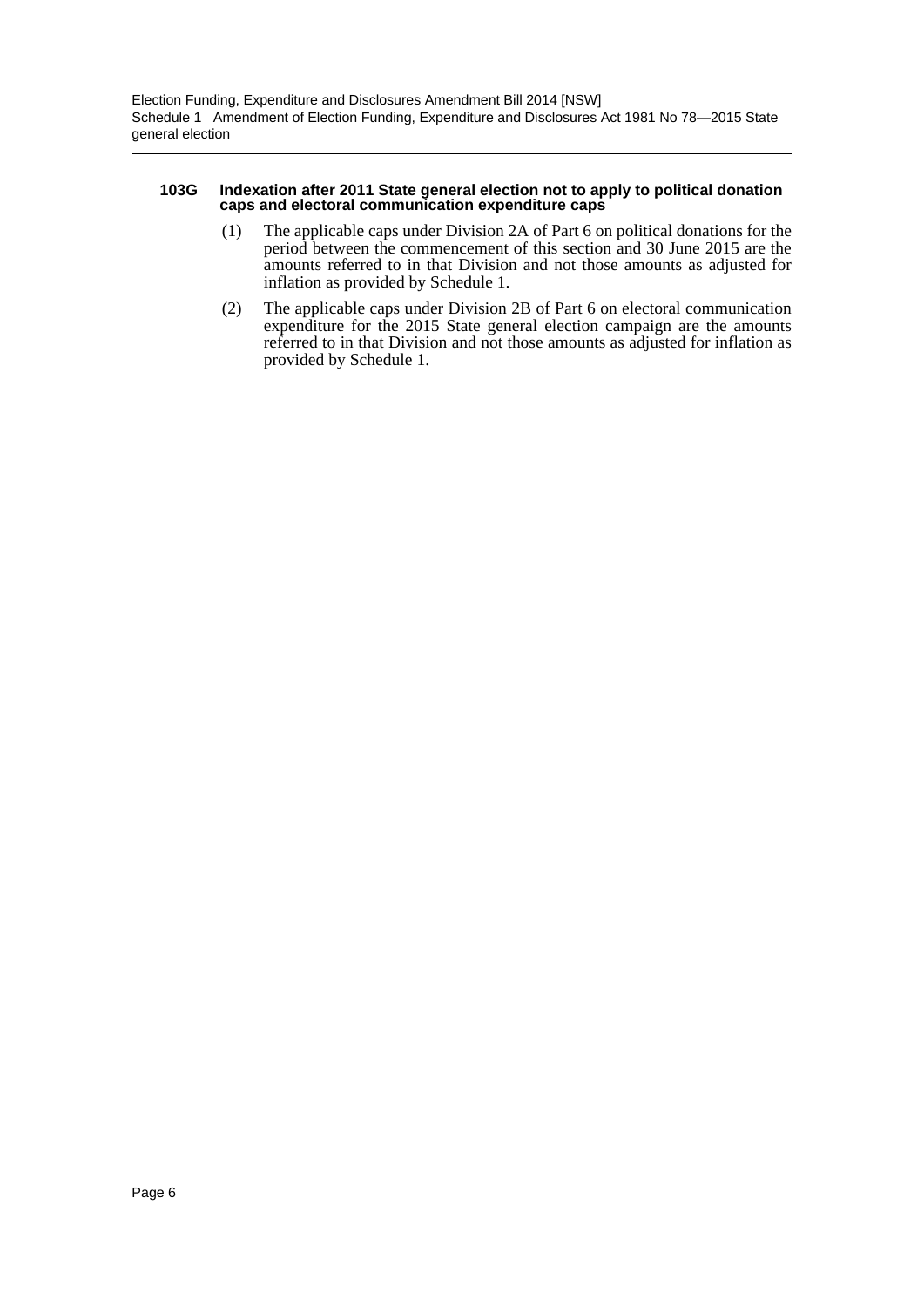#### 103G Indexation after 2011 State general election not to apply to political donation caps and electoral communication expenditure caps

(1) The applicable caps under Division 2A of Part 6 on political donations for the period between the commencement of this section and 30 June 2015 are the amounts referred to in that Division and not those amounts as adjusted for inflation as provided by Schedule 1.

(2) The applicable caps under Division 2B of Part 6 on electoral communication expenditure for the 2015 State general election campaign are the amounts referred to in that Division and not those amounts as adjusted for inflation as provided by Schedule 1.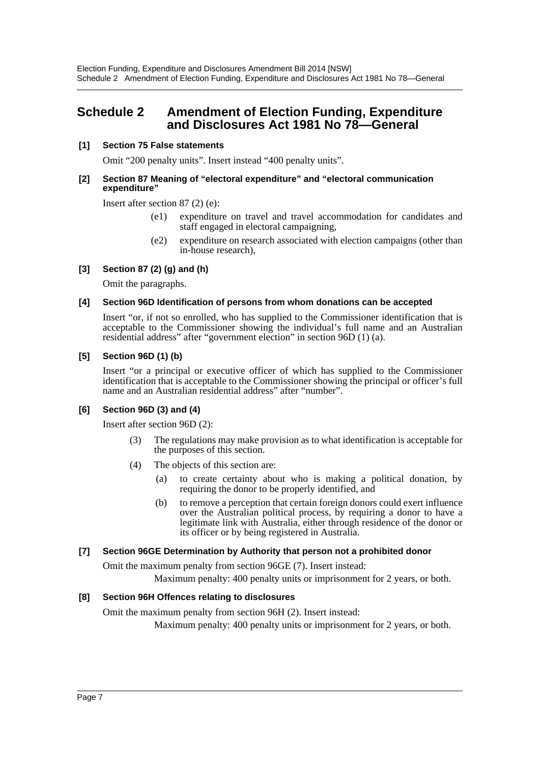# Schedule 2 Amendment of Election Funding, Expenditure and Disclosures Act 1981 No 78—General

**[1] Section 75 False statements**

Omit "200 penalty units". Insert instead "400 penalty units".

**[2] Section 87 Meaning of "electoral expenditure" and "electoral communication expenditure"**

Insert after section 87 (2) (e):

> (e1) expenditure on travel and travel accommodation for candidates and staff engaged in electoral campaigning,
>
> (e2) expenditure on research associated with election campaigns (other than in-house research),

**[3] Section 87 (2) (g) and (h)**

Omit the paragraphs.

**[4] Section 96D Identification of persons from whom donations can be accepted**

Insert "or, if not so enrolled, who has supplied to the Commissioner identification that is acceptable to the Commissioner showing the individual's full name and an Australian residential address" after "government election" in section 96D (1) (a).

**[5] Section 96D (1) (b)**

Insert "or a principal or executive officer of which has supplied to the Commissioner identification that is acceptable to the Commissioner showing the principal or officer's full name and an Australian residential address" after "number".

**[6] Section 96D (3) and (4)**

Insert after section 96D (2):

> (3) The regulations may make provision as to what identification is acceptable for the purposes of this section.
>
> (4) The objects of this section are:
>
> (a) to create certainty about who is making a political donation, by requiring the donor to be properly identified, and
>
> (b) to remove a perception that certain foreign donors could exert influence over the Australian political process, by requiring a donor to have a legitimate link with Australia, either through residence of the donor or its officer or by being registered in Australia.

**[7] Section 96GE Determination by Authority that person not a prohibited donor**

Omit the maximum penalty from section 96GE (7). Insert instead:

> Maximum penalty: 400 penalty units or imprisonment for 2 years, or both.

**[8] Section 96H Offences relating to disclosures**

Omit the maximum penalty from section 96H (2). Insert instead:

> Maximum penalty: 400 penalty units or imprisonment for 2 years, or both.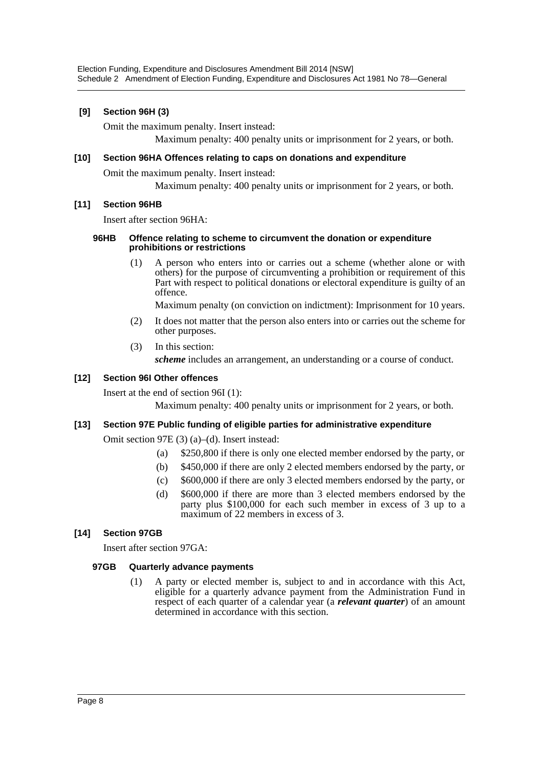### [9] Section 96H (3)

Omit the maximum penalty. Insert instead:

Maximum penalty: 400 penalty units or imprisonment for 2 years, or both.

### [10] Section 96HA Offences relating to caps on donations and expenditure

Omit the maximum penalty. Insert instead:

Maximum penalty: 400 penalty units or imprisonment for 2 years, or both.

### [11] Section 96HB

Insert after section 96HA:

#### 96HB Offence relating to scheme to circumvent the donation or expenditure prohibitions or restrictions

(1) A person who enters into or carries out a scheme (whether alone or with others) for the purpose of circumventing a prohibition or requirement of this Part with respect to political donations or electoral expenditure is guilty of an offence.

Maximum penalty (on conviction on indictment): Imprisonment for 10 years.

(2) It does not matter that the person also enters into or carries out the scheme for other purposes.

(3) In this section:

***scheme*** includes an arrangement, an understanding or a course of conduct.

### [12] Section 96I Other offences

Insert at the end of section 96I (1):

Maximum penalty: 400 penalty units or imprisonment for 2 years, or both.

### [13] Section 97E Public funding of eligible parties for administrative expenditure

Omit section 97E (3) (a)–(d). Insert instead:

(a) $250,800 if there is only one elected member endorsed by the party, or

(b) $450,000 if there are only 2 elected members endorsed by the party, or

(c) $600,000 if there are only 3 elected members endorsed by the party, or

(d) $600,000 if there are more than 3 elected members endorsed by the party plus $100,000 for each such member in excess of 3 up to a maximum of 22 members in excess of 3.

### [14] Section 97GB

Insert after section 97GA:

#### 97GB Quarterly advance payments

(1) A party or elected member is, subject to and in accordance with this Act, eligible for a quarterly advance payment from the Administration Fund in respect of each quarter of a calendar year (a ***relevant quarter***) of an amount determined in accordance with this section.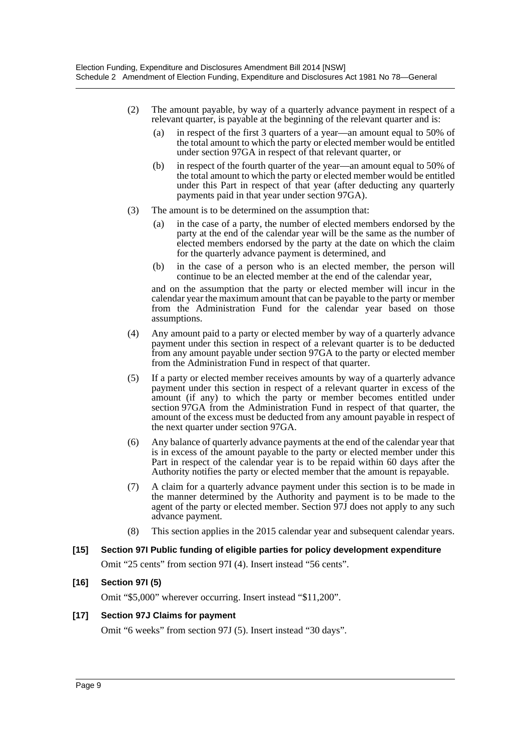(2) The amount payable, by way of a quarterly advance payment in respect of a relevant quarter, is payable at the beginning of the relevant quarter and is:

   (a) in respect of the first 3 quarters of a year—an amount equal to 50% of the total amount to which the party or elected member would be entitled under section 97GA in respect of that relevant quarter, or

   (b) in respect of the fourth quarter of the year—an amount equal to 50% of the total amount to which the party or elected member would be entitled under this Part in respect of that year (after deducting any quarterly payments paid in that year under section 97GA).

(3) The amount is to be determined on the assumption that:

   (a) in the case of a party, the number of elected members endorsed by the party at the end of the calendar year will be the same as the number of elected members endorsed by the party at the date on which the claim for the quarterly advance payment is determined, and

   (b) in the case of a person who is an elected member, the person will continue to be an elected member at the end of the calendar year,

   and on the assumption that the party or elected member will incur in the calendar year the maximum amount that can be payable to the party or member from the Administration Fund for the calendar year based on those assumptions.

(4) Any amount paid to a party or elected member by way of a quarterly advance payment under this section in respect of a relevant quarter is to be deducted from any amount payable under section 97GA to the party or elected member from the Administration Fund in respect of that quarter.

(5) If a party or elected member receives amounts by way of a quarterly advance payment under this section in respect of a relevant quarter in excess of the amount (if any) to which the party or member becomes entitled under section 97GA from the Administration Fund in respect of that quarter, the amount of the excess must be deducted from any amount payable in respect of the next quarter under section 97GA.

(6) Any balance of quarterly advance payments at the end of the calendar year that is in excess of the amount payable to the party or elected member under this Part in respect of the calendar year is to be repaid within 60 days after the Authority notifies the party or elected member that the amount is repayable.

(7) A claim for a quarterly advance payment under this section is to be made in the manner determined by the Authority and payment is to be made to the agent of the party or elected member. Section 97J does not apply to any such advance payment.

(8) This section applies in the 2015 calendar year and subsequent calendar years.

**[15] Section 97I Public funding of eligible parties for policy development expenditure**

Omit "25 cents" from section 97I (4). Insert instead "56 cents".

**[16] Section 97I (5)**

Omit "$5,000" wherever occurring. Insert instead "$11,200".

**[17] Section 97J Claims for payment**

Omit "6 weeks" from section 97J (5). Insert instead "30 days".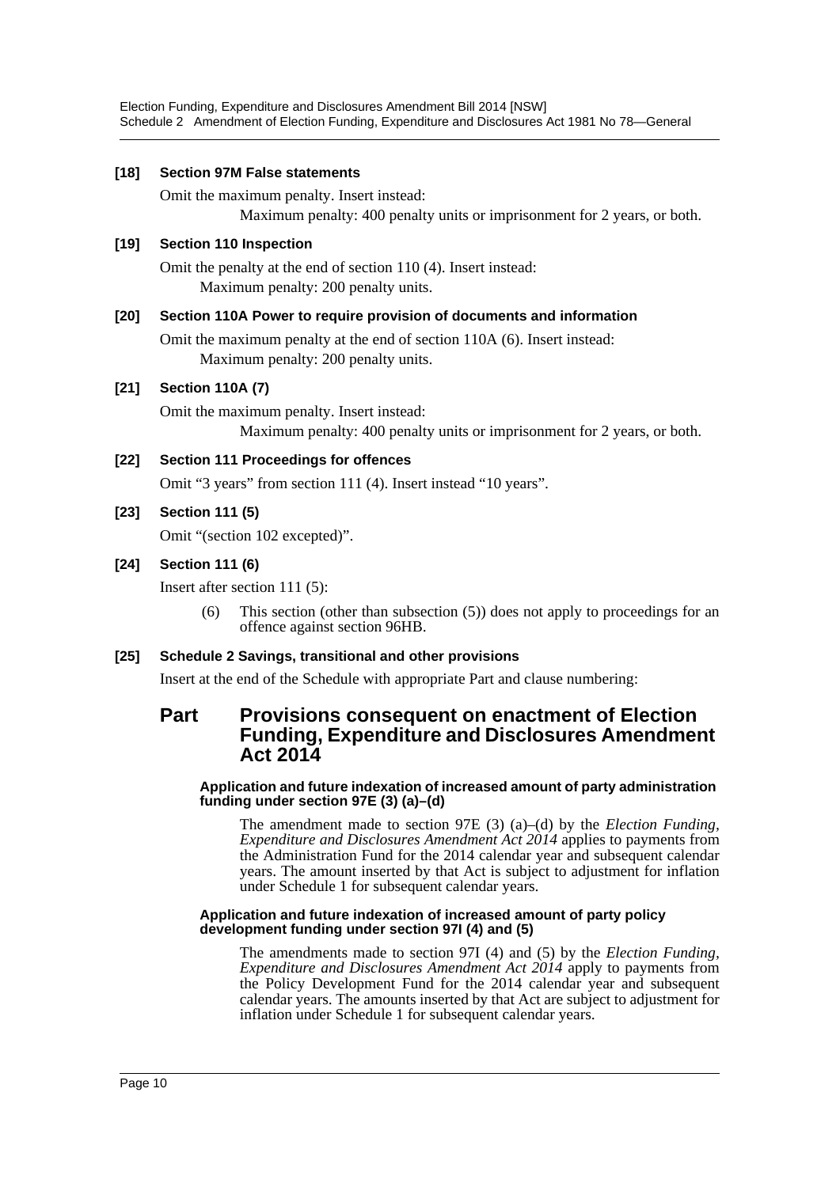**[18] Section 97M False statements**

Omit the maximum penalty. Insert instead:

Maximum penalty: 400 penalty units or imprisonment for 2 years, or both.

**[19] Section 110 Inspection**

Omit the penalty at the end of section 110 (4). Insert instead:

Maximum penalty: 200 penalty units.

**[20] Section 110A Power to require provision of documents and information**

Omit the maximum penalty at the end of section 110A (6). Insert instead:

Maximum penalty: 200 penalty units.

**[21] Section 110A (7)**

Omit the maximum penalty. Insert instead:

Maximum penalty: 400 penalty units or imprisonment for 2 years, or both.

**[22] Section 111 Proceedings for offences**

Omit "3 years" from section 111 (4). Insert instead "10 years".

**[23] Section 111 (5)**

Omit "(section 102 excepted)".

**[24] Section 111 (6)**

Insert after section 111 (5):

(6) This section (other than subsection (5)) does not apply to proceedings for an offence against section 96HB.

**[25] Schedule 2 Savings, transitional and other provisions**

Insert at the end of the Schedule with appropriate Part and clause numbering:

## Part Provisions consequent on enactment of Election Funding, Expenditure and Disclosures Amendment Act 2014

#### Application and future indexation of increased amount of party administration funding under section 97E (3) (a)–(d)

The amendment made to section 97E (3) (a)–(d) by the *Election Funding, Expenditure and Disclosures Amendment Act 2014* applies to payments from the Administration Fund for the 2014 calendar year and subsequent calendar years. The amount inserted by that Act is subject to adjustment for inflation under Schedule 1 for subsequent calendar years.

#### Application and future indexation of increased amount of party policy development funding under section 97I (4) and (5)

The amendments made to section 97I (4) and (5) by the *Election Funding, Expenditure and Disclosures Amendment Act 2014* apply to payments from the Policy Development Fund for the 2014 calendar year and subsequent calendar years. The amounts inserted by that Act are subject to adjustment for inflation under Schedule 1 for subsequent calendar years.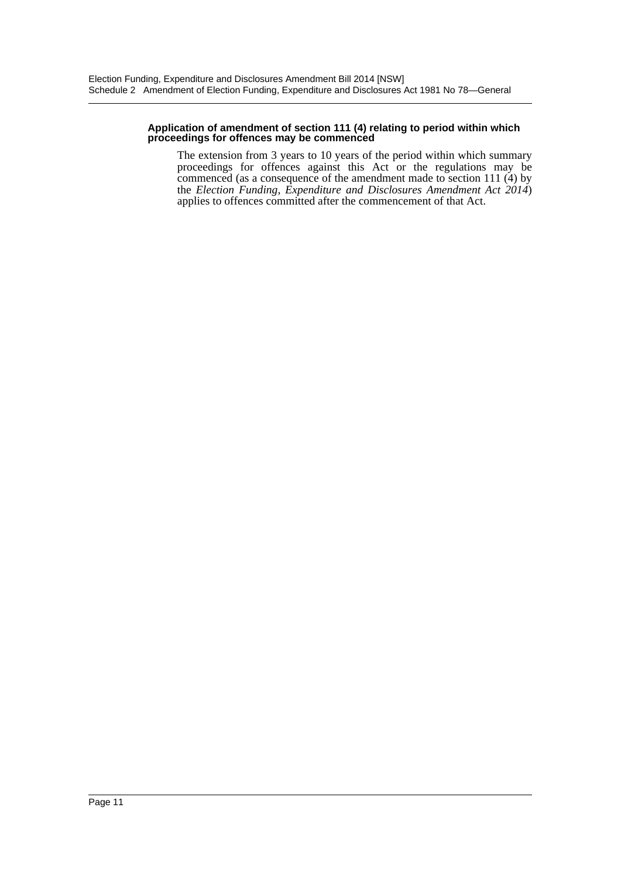**Application of amendment of section 111 (4) relating to period within which proceedings for offences may be commenced**

The extension from 3 years to 10 years of the period within which summary proceedings for offences against this Act or the regulations may be commenced (as a consequence of the amendment made to section 111 (4) by the *Election Funding, Expenditure and Disclosures Amendment Act 2014*) applies to offences committed after the commencement of that Act.